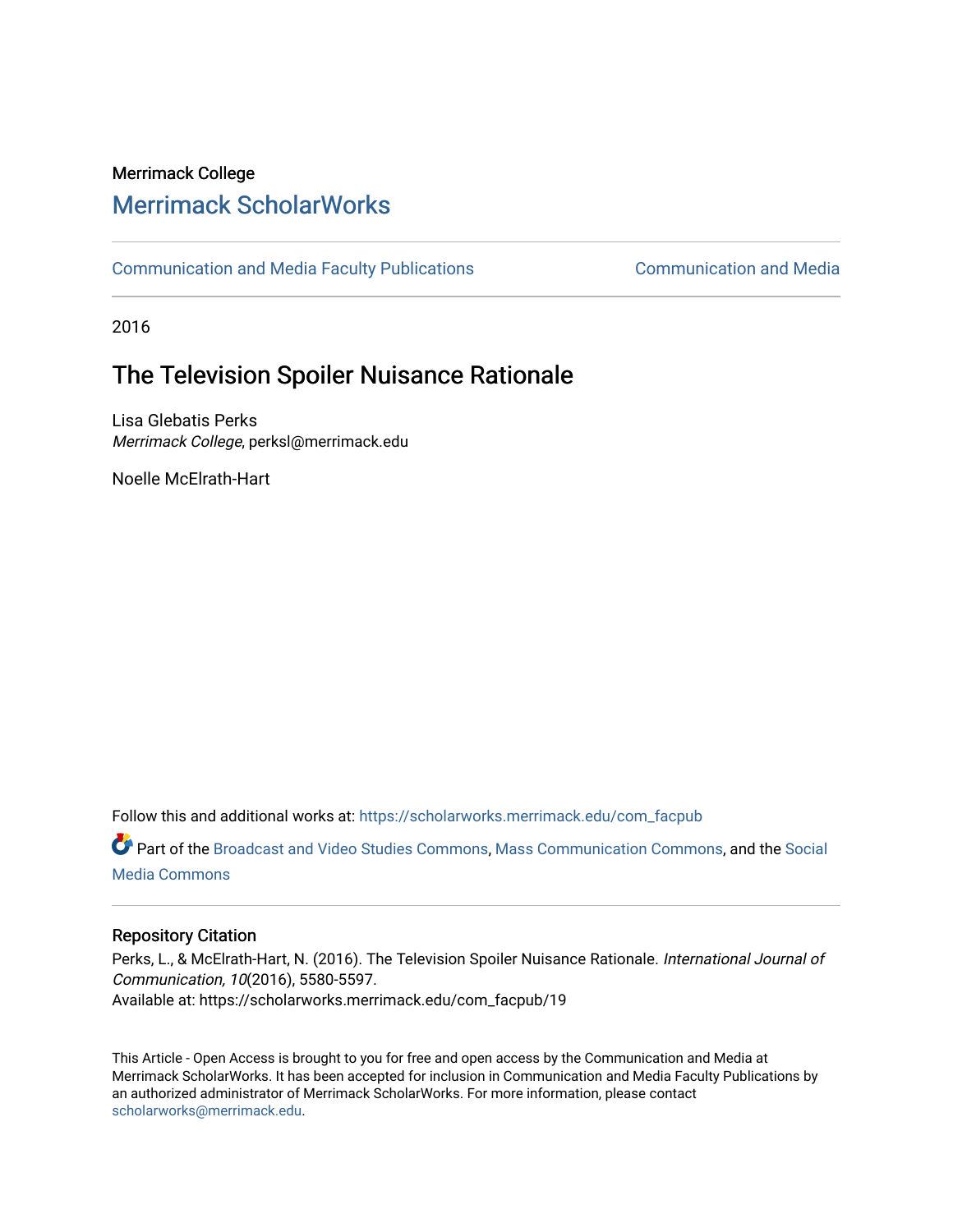Merrimack College

## Merrimack ScholarWorks

Communication and Media Faculty Publications — Communication and Media

2016

# The Television Spoiler Nuisance Rationale

Lisa Glebatis Perks
*Merrimack College*, perksl@merrimack.edu

Noelle McElrath-Hart

Follow this and additional works at: https://scholarworks.merrimack.edu/com_facpub

Part of the Broadcast and Video Studies Commons, Mass Communication Commons, and the Social Media Commons

### Repository Citation

Perks, L., & McElrath-Hart, N. (2016). The Television Spoiler Nuisance Rationale. *International Journal of Communication, 10*(2016), 5580-5597.
Available at: https://scholarworks.merrimack.edu/com_facpub/19

This Article - Open Access is brought to you for free and open access by the Communication and Media at Merrimack ScholarWorks. It has been accepted for inclusion in Communication and Media Faculty Publications by an authorized administrator of Merrimack ScholarWorks. For more information, please contact scholarworks@merrimack.edu.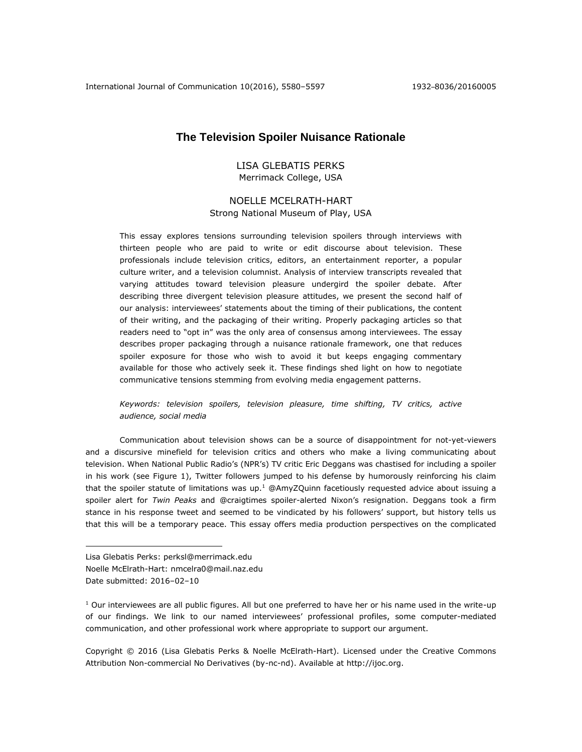# The Television Spoiler Nuisance Rationale

LISA GLEBATIS PERKS
Merrimack College, USA

NOELLE MCELRATH-HART
Strong National Museum of Play, USA

This essay explores tensions surrounding television spoilers through interviews with thirteen people who are paid to write or edit discourse about television. These professionals include television critics, editors, an entertainment reporter, a popular culture writer, and a television columnist. Analysis of interview transcripts revealed that varying attitudes toward television pleasure undergird the spoiler debate. After describing three divergent television pleasure attitudes, we present the second half of our analysis: interviewees' statements about the timing of their publications, the content of their writing, and the packaging of their writing. Properly packaging articles so that readers need to "opt in" was the only area of consensus among interviewees. The essay describes proper packaging through a nuisance rationale framework, one that reduces spoiler exposure for those who wish to avoid it but keeps engaging commentary available for those who actively seek it. These findings shed light on how to negotiate communicative tensions stemming from evolving media engagement patterns.

*Keywords: television spoilers, television pleasure, time shifting, TV critics, active audience, social media*

Communication about television shows can be a source of disappointment for not-yet-viewers and a discursive minefield for television critics and others who make a living communicating about television. When National Public Radio's (NPR's) TV critic Eric Deggans was chastised for including a spoiler in his work (see Figure 1), Twitter followers jumped to his defense by humorously reinforcing his claim that the spoiler statute of limitations was up.[1] @AmyZQuinn facetiously requested advice about issuing a spoiler alert for *Twin Peaks* and @craigtimes spoiler-alerted Nixon's resignation. Deggans took a firm stance in his response tweet and seemed to be vindicated by his followers' support, but history tells us that this will be a temporary peace. This essay offers media production perspectives on the complicated

Lisa Glebatis Perks: perksl@merrimack.edu
Noelle McElrath-Hart: nmcelra0@mail.naz.edu
Date submitted: 2016–02–10

[1] Our interviewees are all public figures. All but one preferred to have her or his name used in the write-up of our findings. We link to our named interviewees' professional profiles, some computer-mediated communication, and other professional work where appropriate to support our argument.

Copyright © 2016 (Lisa Glebatis Perks & Noelle McElrath-Hart). Licensed under the Creative Commons Attribution Non-commercial No Derivatives (by-nc-nd). Available at http://ijoc.org.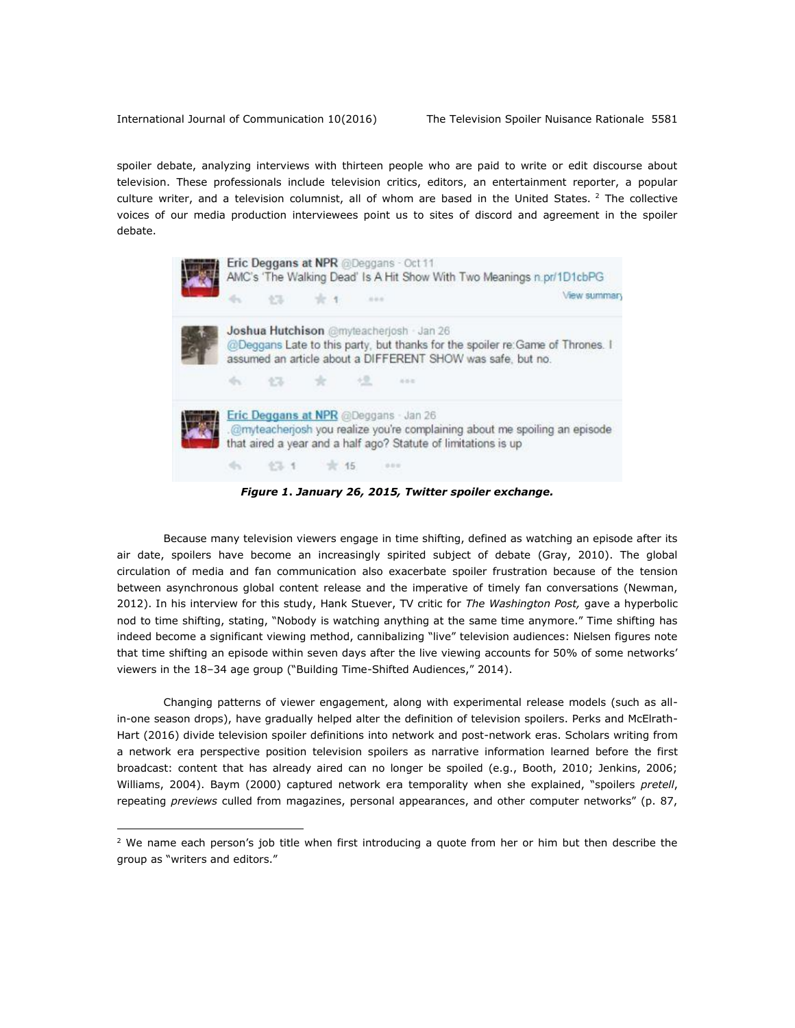spoiler debate, analyzing interviews with thirteen people who are paid to write or edit discourse about television. These professionals include television critics, editors, an entertainment reporter, a popular culture writer, and a television columnist, all of whom are based in the United States. [2] The collective voices of our media production interviewees point us to sites of discord and agreement in the spoiler debate.

***Figure 1. January 26, 2015, Twitter spoiler exchange.***

Because many television viewers engage in time shifting, defined as watching an episode after its air date, spoilers have become an increasingly spirited subject of debate (Gray, 2010). The global circulation of media and fan communication also exacerbate spoiler frustration because of the tension between asynchronous global content release and the imperative of timely fan conversations (Newman, 2012). In his interview for this study, Hank Stuever, TV critic for *The Washington Post,* gave a hyperbolic nod to time shifting, stating, "Nobody is watching anything at the same time anymore." Time shifting has indeed become a significant viewing method, cannibalizing "live" television audiences: Nielsen figures note that time shifting an episode within seven days after the live viewing accounts for 50% of some networks' viewers in the 18–34 age group ("Building Time-Shifted Audiences," 2014).

Changing patterns of viewer engagement, along with experimental release models (such as all-in-one season drops), have gradually helped alter the definition of television spoilers. Perks and McElrath-Hart (2016) divide television spoiler definitions into network and post-network eras. Scholars writing from a network era perspective position television spoilers as narrative information learned before the first broadcast: content that has already aired can no longer be spoiled (e.g., Booth, 2010; Jenkins, 2006; Williams, 2004). Baym (2000) captured network era temporality when she explained, "spoilers *pretell*, repeating *previews* culled from magazines, personal appearances, and other computer networks" (p. 87,

[2] We name each person's job title when first introducing a quote from her or him but then describe the group as "writers and editors."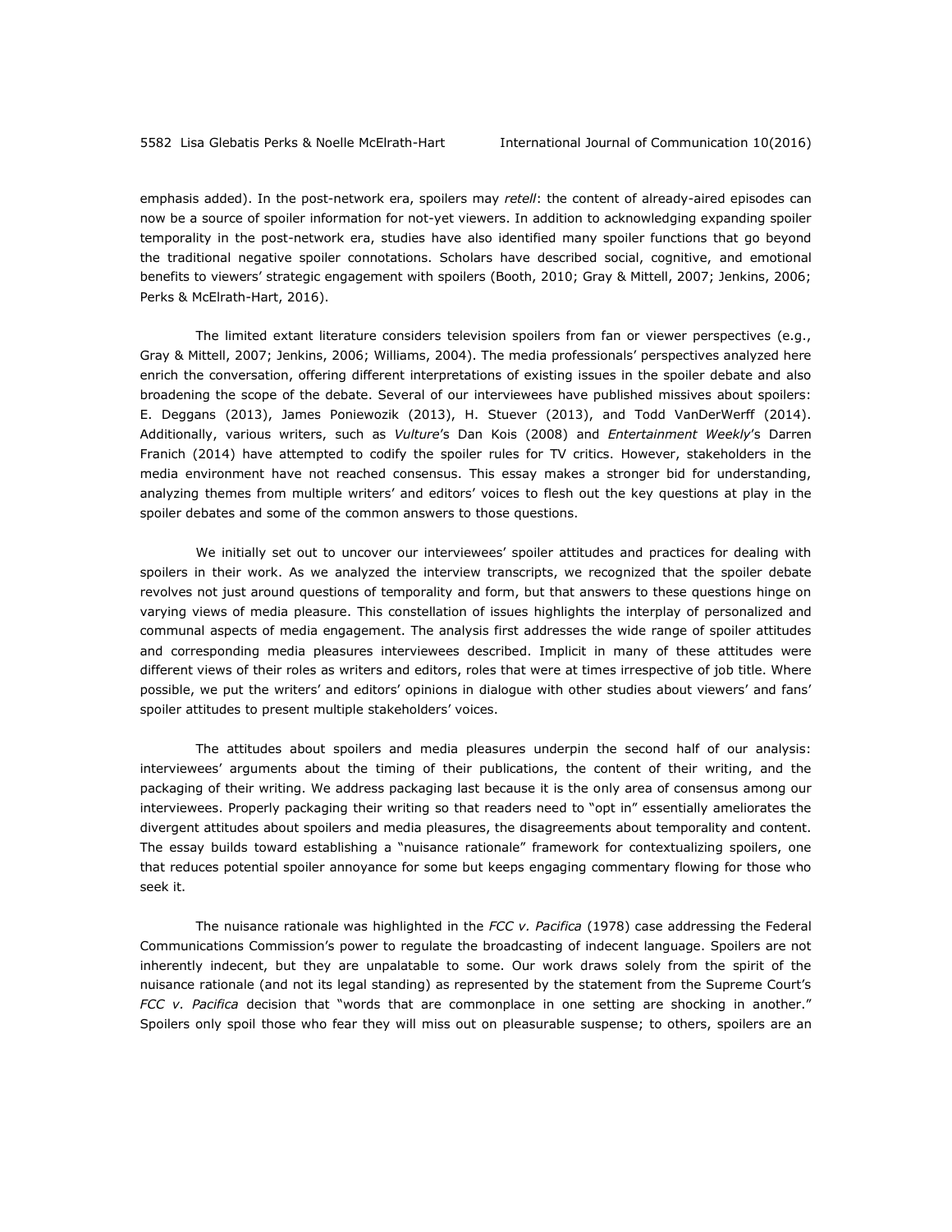emphasis added). In the post-network era, spoilers may *retell*: the content of already-aired episodes can now be a source of spoiler information for not-yet viewers. In addition to acknowledging expanding spoiler temporality in the post-network era, studies have also identified many spoiler functions that go beyond the traditional negative spoiler connotations. Scholars have described social, cognitive, and emotional benefits to viewers' strategic engagement with spoilers (Booth, 2010; Gray & Mittell, 2007; Jenkins, 2006; Perks & McElrath-Hart, 2016).

The limited extant literature considers television spoilers from fan or viewer perspectives (e.g., Gray & Mittell, 2007; Jenkins, 2006; Williams, 2004). The media professionals' perspectives analyzed here enrich the conversation, offering different interpretations of existing issues in the spoiler debate and also broadening the scope of the debate. Several of our interviewees have published missives about spoilers: E. Deggans (2013), James Poniewozik (2013), H. Stuever (2013), and Todd VanDerWerff (2014). Additionally, various writers, such as *Vulture*'s Dan Kois (2008) and *Entertainment Weekly*'s Darren Franich (2014) have attempted to codify the spoiler rules for TV critics. However, stakeholders in the media environment have not reached consensus. This essay makes a stronger bid for understanding, analyzing themes from multiple writers' and editors' voices to flesh out the key questions at play in the spoiler debates and some of the common answers to those questions.

We initially set out to uncover our interviewees' spoiler attitudes and practices for dealing with spoilers in their work. As we analyzed the interview transcripts, we recognized that the spoiler debate revolves not just around questions of temporality and form, but that answers to these questions hinge on varying views of media pleasure. This constellation of issues highlights the interplay of personalized and communal aspects of media engagement. The analysis first addresses the wide range of spoiler attitudes and corresponding media pleasures interviewees described. Implicit in many of these attitudes were different views of their roles as writers and editors, roles that were at times irrespective of job title. Where possible, we put the writers' and editors' opinions in dialogue with other studies about viewers' and fans' spoiler attitudes to present multiple stakeholders' voices.

The attitudes about spoilers and media pleasures underpin the second half of our analysis: interviewees' arguments about the timing of their publications, the content of their writing, and the packaging of their writing. We address packaging last because it is the only area of consensus among our interviewees. Properly packaging their writing so that readers need to "opt in" essentially ameliorates the divergent attitudes about spoilers and media pleasures, the disagreements about temporality and content. The essay builds toward establishing a "nuisance rationale" framework for contextualizing spoilers, one that reduces potential spoiler annoyance for some but keeps engaging commentary flowing for those who seek it.

The nuisance rationale was highlighted in the *FCC v. Pacifica* (1978) case addressing the Federal Communications Commission's power to regulate the broadcasting of indecent language. Spoilers are not inherently indecent, but they are unpalatable to some. Our work draws solely from the spirit of the nuisance rationale (and not its legal standing) as represented by the statement from the Supreme Court's *FCC v. Pacifica* decision that "words that are commonplace in one setting are shocking in another." Spoilers only spoil those who fear they will miss out on pleasurable suspense; to others, spoilers are an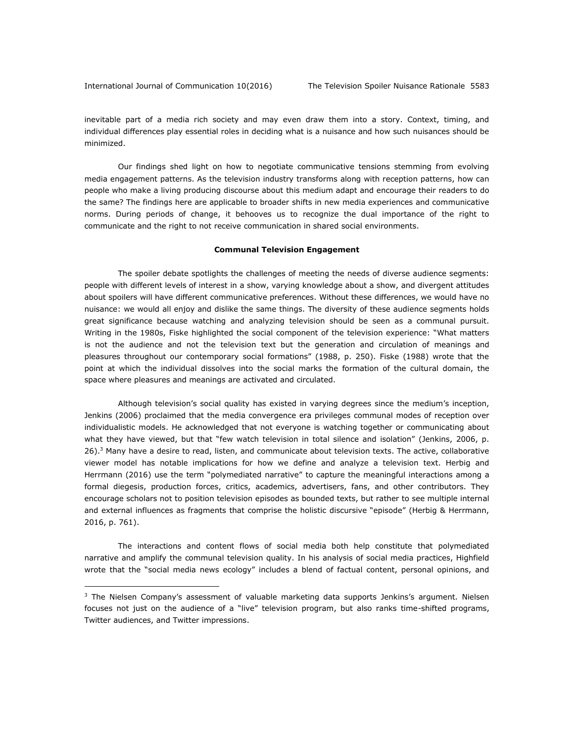inevitable part of a media rich society and may even draw them into a story. Context, timing, and individual differences play essential roles in deciding what is a nuisance and how such nuisances should be minimized.

Our findings shed light on how to negotiate communicative tensions stemming from evolving media engagement patterns. As the television industry transforms along with reception patterns, how can people who make a living producing discourse about this medium adapt and encourage their readers to do the same? The findings here are applicable to broader shifts in new media experiences and communicative norms. During periods of change, it behooves us to recognize the dual importance of the right to communicate and the right to not receive communication in shared social environments.

## Communal Television Engagement

The spoiler debate spotlights the challenges of meeting the needs of diverse audience segments: people with different levels of interest in a show, varying knowledge about a show, and divergent attitudes about spoilers will have different communicative preferences. Without these differences, we would have no nuisance: we would all enjoy and dislike the same things. The diversity of these audience segments holds great significance because watching and analyzing television should be seen as a communal pursuit. Writing in the 1980s, Fiske highlighted the social component of the television experience: "What matters is not the audience and not the television text but the generation and circulation of meanings and pleasures throughout our contemporary social formations" (1988, p. 250). Fiske (1988) wrote that the point at which the individual dissolves into the social marks the formation of the cultural domain, the space where pleasures and meanings are activated and circulated.

Although television's social quality has existed in varying degrees since the medium's inception, Jenkins (2006) proclaimed that the media convergence era privileges communal modes of reception over individualistic models. He acknowledged that not everyone is watching together or communicating about what they have viewed, but that "few watch television in total silence and isolation" (Jenkins, 2006, p. 26).[3] Many have a desire to read, listen, and communicate about television texts. The active, collaborative viewer model has notable implications for how we define and analyze a television text. Herbig and Herrmann (2016) use the term "polymediated narrative" to capture the meaningful interactions among a formal diegesis, production forces, critics, academics, advertisers, fans, and other contributors. They encourage scholars not to position television episodes as bounded texts, but rather to see multiple internal and external influences as fragments that comprise the holistic discursive "episode" (Herbig & Herrmann, 2016, p. 761).

The interactions and content flows of social media both help constitute that polymediated narrative and amplify the communal television quality. In his analysis of social media practices, Highfield wrote that the "social media news ecology" includes a blend of factual content, personal opinions, and

---

[3] The Nielsen Company's assessment of valuable marketing data supports Jenkins's argument. Nielsen focuses not just on the audience of a "live" television program, but also ranks time-shifted programs, Twitter audiences, and Twitter impressions.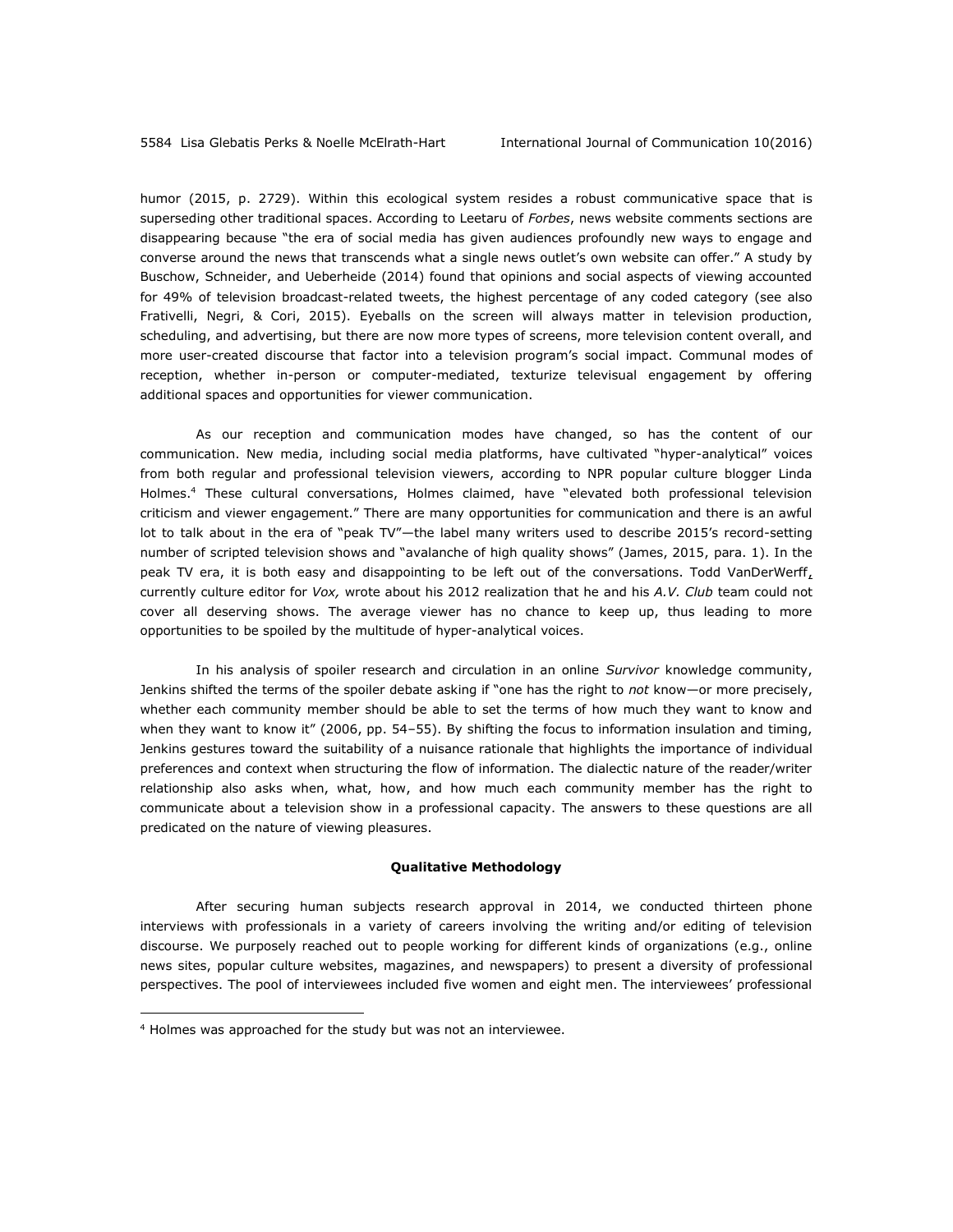humor (2015, p. 2729). Within this ecological system resides a robust communicative space that is superseding other traditional spaces. According to Leetaru of *Forbes*, news website comments sections are disappearing because "the era of social media has given audiences profoundly new ways to engage and converse around the news that transcends what a single news outlet's own website can offer." A study by Buschow, Schneider, and Ueberheide (2014) found that opinions and social aspects of viewing accounted for 49% of television broadcast-related tweets, the highest percentage of any coded category (see also Frativelli, Negri, & Cori, 2015). Eyeballs on the screen will always matter in television production, scheduling, and advertising, but there are now more types of screens, more television content overall, and more user-created discourse that factor into a television program's social impact. Communal modes of reception, whether in-person or computer-mediated, texturize televisual engagement by offering additional spaces and opportunities for viewer communication.

As our reception and communication modes have changed, so has the content of our communication. New media, including social media platforms, have cultivated "hyper-analytical" voices from both regular and professional television viewers, according to NPR popular culture blogger Linda Holmes.[4] These cultural conversations, Holmes claimed, have "elevated both professional television criticism and viewer engagement." There are many opportunities for communication and there is an awful lot to talk about in the era of "peak TV"—the label many writers used to describe 2015's record-setting number of scripted television shows and "avalanche of high quality shows" (James, 2015, para. 1). In the peak TV era, it is both easy and disappointing to be left out of the conversations. Todd VanDerWerff, currently culture editor for *Vox,* wrote about his 2012 realization that he and his *A.V. Club* team could not cover all deserving shows. The average viewer has no chance to keep up, thus leading to more opportunities to be spoiled by the multitude of hyper-analytical voices.

In his analysis of spoiler research and circulation in an online *Survivor* knowledge community, Jenkins shifted the terms of the spoiler debate asking if "one has the right to *not* know—or more precisely, whether each community member should be able to set the terms of how much they want to know and when they want to know it" (2006, pp. 54–55). By shifting the focus to information insulation and timing, Jenkins gestures toward the suitability of a nuisance rationale that highlights the importance of individual preferences and context when structuring the flow of information. The dialectic nature of the reader/writer relationship also asks when, what, how, and how much each community member has the right to communicate about a television show in a professional capacity. The answers to these questions are all predicated on the nature of viewing pleasures.

## Qualitative Methodology

After securing human subjects research approval in 2014, we conducted thirteen phone interviews with professionals in a variety of careers involving the writing and/or editing of television discourse. We purposely reached out to people working for different kinds of organizations (e.g., online news sites, popular culture websites, magazines, and newspapers) to present a diversity of professional perspectives. The pool of interviewees included five women and eight men. The interviewees' professional

---

[4] Holmes was approached for the study but was not an interviewee.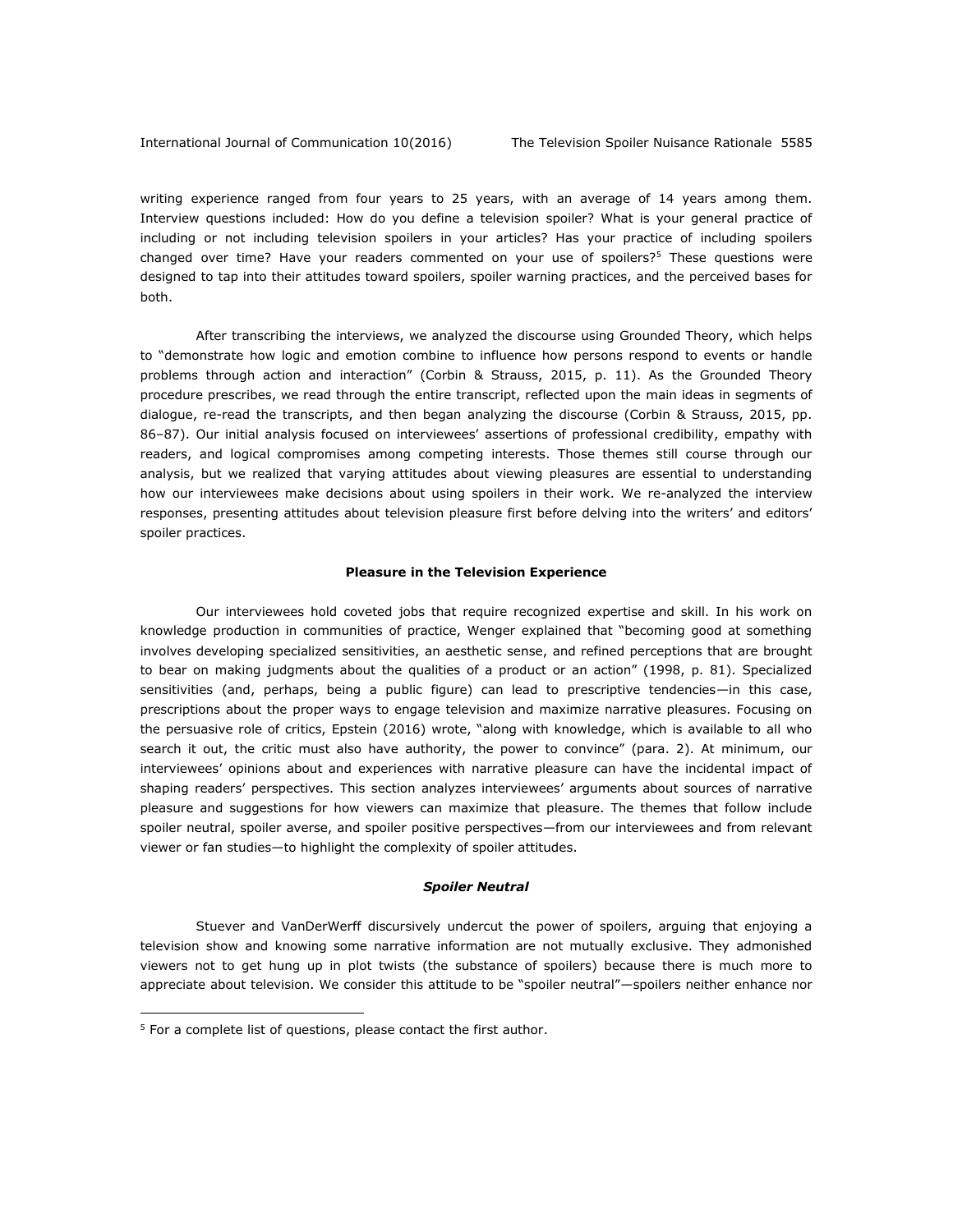writing experience ranged from four years to 25 years, with an average of 14 years among them. Interview questions included: How do you define a television spoiler? What is your general practice of including or not including television spoilers in your articles? Has your practice of including spoilers changed over time? Have your readers commented on your use of spoilers?[5] These questions were designed to tap into their attitudes toward spoilers, spoiler warning practices, and the perceived bases for both.

After transcribing the interviews, we analyzed the discourse using Grounded Theory, which helps to "demonstrate how logic and emotion combine to influence how persons respond to events or handle problems through action and interaction" (Corbin & Strauss, 2015, p. 11). As the Grounded Theory procedure prescribes, we read through the entire transcript, reflected upon the main ideas in segments of dialogue, re-read the transcripts, and then began analyzing the discourse (Corbin & Strauss, 2015, pp. 86–87). Our initial analysis focused on interviewees' assertions of professional credibility, empathy with readers, and logical compromises among competing interests. Those themes still course through our analysis, but we realized that varying attitudes about viewing pleasures are essential to understanding how our interviewees make decisions about using spoilers in their work. We re-analyzed the interview responses, presenting attitudes about television pleasure first before delving into the writers' and editors' spoiler practices.

## Pleasure in the Television Experience

Our interviewees hold coveted jobs that require recognized expertise and skill. In his work on knowledge production in communities of practice, Wenger explained that "becoming good at something involves developing specialized sensitivities, an aesthetic sense, and refined perceptions that are brought to bear on making judgments about the qualities of a product or an action" (1998, p. 81). Specialized sensitivities (and, perhaps, being a public figure) can lead to prescriptive tendencies—in this case, prescriptions about the proper ways to engage television and maximize narrative pleasures. Focusing on the persuasive role of critics, Epstein (2016) wrote, "along with knowledge, which is available to all who search it out, the critic must also have authority, the power to convince" (para. 2). At minimum, our interviewees' opinions about and experiences with narrative pleasure can have the incidental impact of shaping readers' perspectives. This section analyzes interviewees' arguments about sources of narrative pleasure and suggestions for how viewers can maximize that pleasure. The themes that follow include spoiler neutral, spoiler averse, and spoiler positive perspectives—from our interviewees and from relevant viewer or fan studies—to highlight the complexity of spoiler attitudes.

### *Spoiler Neutral*

Stuever and VanDerWerff discursively undercut the power of spoilers, arguing that enjoying a television show and knowing some narrative information are not mutually exclusive. They admonished viewers not to get hung up in plot twists (the substance of spoilers) because there is much more to appreciate about television. We consider this attitude to be "spoiler neutral"—spoilers neither enhance nor

[5] For a complete list of questions, please contact the first author.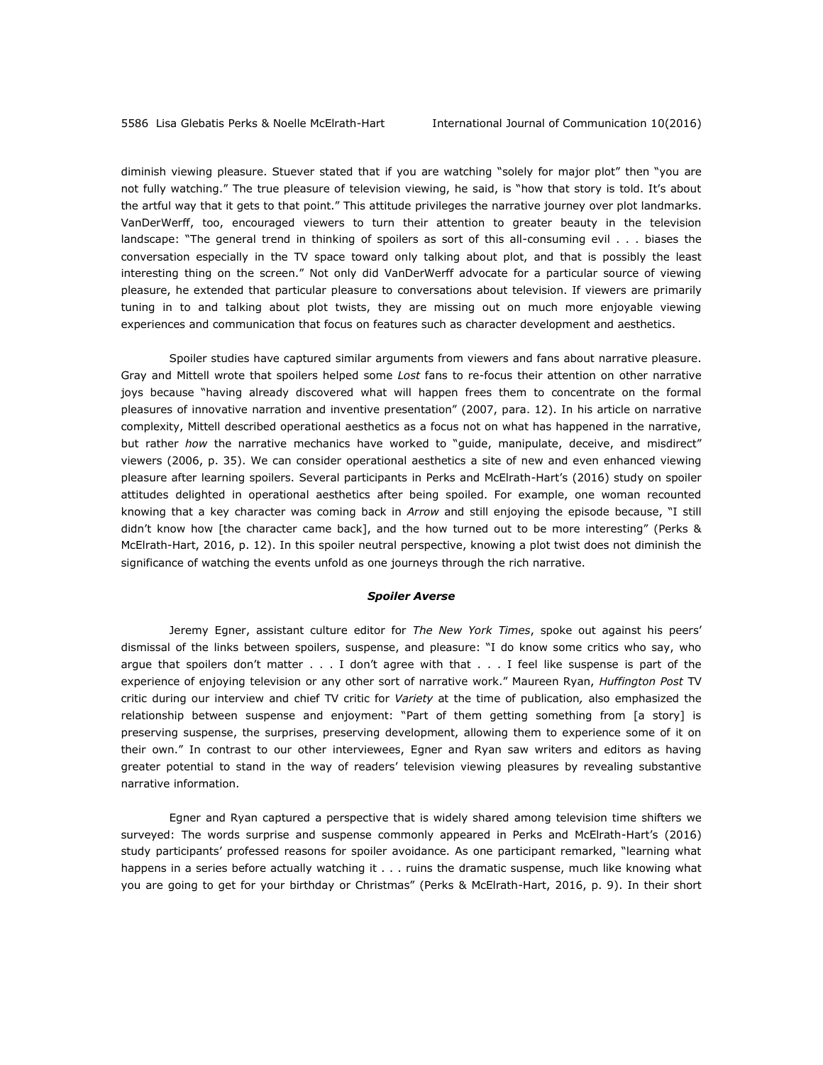diminish viewing pleasure. Stuever stated that if you are watching "solely for major plot" then "you are not fully watching." The true pleasure of television viewing, he said, is "how that story is told. It's about the artful way that it gets to that point." This attitude privileges the narrative journey over plot landmarks. VanDerWerff, too, encouraged viewers to turn their attention to greater beauty in the television landscape: "The general trend in thinking of spoilers as sort of this all-consuming evil . . . biases the conversation especially in the TV space toward only talking about plot, and that is possibly the least interesting thing on the screen." Not only did VanDerWerff advocate for a particular source of viewing pleasure, he extended that particular pleasure to conversations about television. If viewers are primarily tuning in to and talking about plot twists, they are missing out on much more enjoyable viewing experiences and communication that focus on features such as character development and aesthetics.

Spoiler studies have captured similar arguments from viewers and fans about narrative pleasure. Gray and Mittell wrote that spoilers helped some *Lost* fans to re-focus their attention on other narrative joys because "having already discovered what will happen frees them to concentrate on the formal pleasures of innovative narration and inventive presentation" (2007, para. 12). In his article on narrative complexity, Mittell described operational aesthetics as a focus not on what has happened in the narrative, but rather *how* the narrative mechanics have worked to "guide, manipulate, deceive, and misdirect" viewers (2006, p. 35). We can consider operational aesthetics a site of new and even enhanced viewing pleasure after learning spoilers. Several participants in Perks and McElrath-Hart's (2016) study on spoiler attitudes delighted in operational aesthetics after being spoiled. For example, one woman recounted knowing that a key character was coming back in *Arrow* and still enjoying the episode because, "I still didn't know how [the character came back], and the how turned out to be more interesting" (Perks & McElrath-Hart, 2016, p. 12). In this spoiler neutral perspective, knowing a plot twist does not diminish the significance of watching the events unfold as one journeys through the rich narrative.

### *Spoiler Averse*

Jeremy Egner, assistant culture editor for *The New York Times*, spoke out against his peers' dismissal of the links between spoilers, suspense, and pleasure: "I do know some critics who say, who argue that spoilers don't matter . . . I don't agree with that . . . I feel like suspense is part of the experience of enjoying television or any other sort of narrative work." Maureen Ryan, *Huffington Post* TV critic during our interview and chief TV critic for *Variety* at the time of publication*,* also emphasized the relationship between suspense and enjoyment: "Part of them getting something from [a story] is preserving suspense, the surprises, preserving development, allowing them to experience some of it on their own." In contrast to our other interviewees, Egner and Ryan saw writers and editors as having greater potential to stand in the way of readers' television viewing pleasures by revealing substantive narrative information.

Egner and Ryan captured a perspective that is widely shared among television time shifters we surveyed: The words surprise and suspense commonly appeared in Perks and McElrath-Hart's (2016) study participants' professed reasons for spoiler avoidance. As one participant remarked, "learning what happens in a series before actually watching it . . . ruins the dramatic suspense, much like knowing what you are going to get for your birthday or Christmas" (Perks & McElrath-Hart, 2016, p. 9). In their short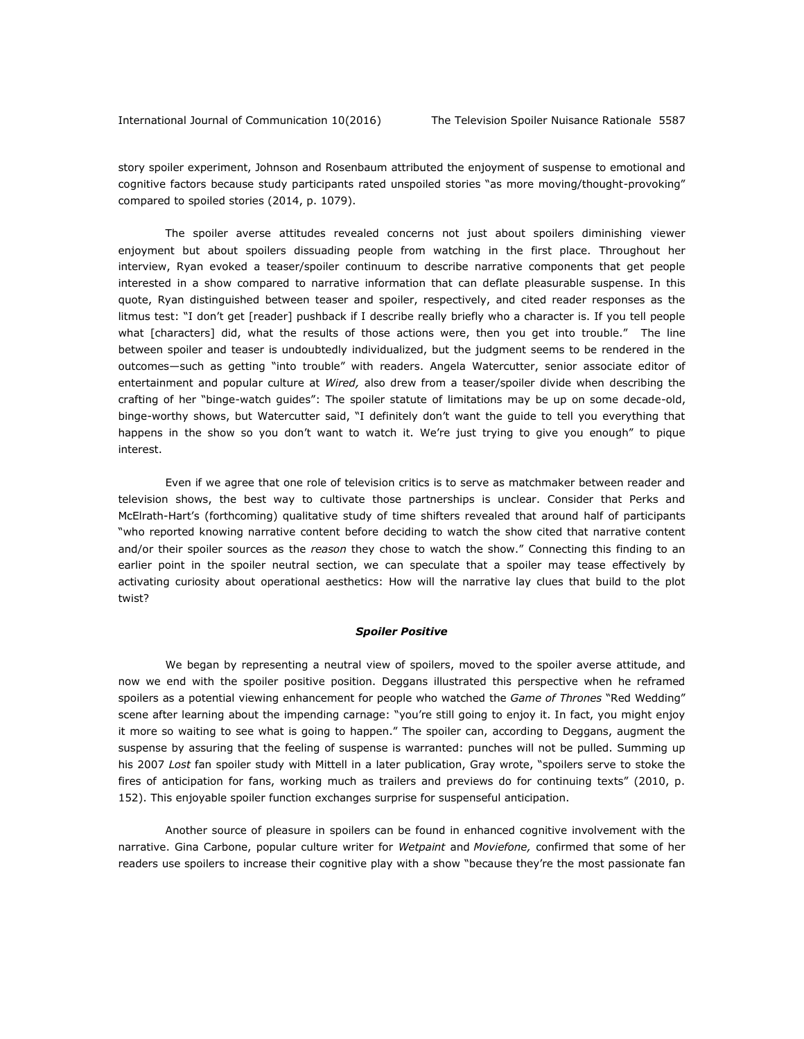story spoiler experiment, Johnson and Rosenbaum attributed the enjoyment of suspense to emotional and cognitive factors because study participants rated unspoiled stories "as more moving/thought-provoking" compared to spoiled stories (2014, p. 1079).

The spoiler averse attitudes revealed concerns not just about spoilers diminishing viewer enjoyment but about spoilers dissuading people from watching in the first place. Throughout her interview, Ryan evoked a teaser/spoiler continuum to describe narrative components that get people interested in a show compared to narrative information that can deflate pleasurable suspense. In this quote, Ryan distinguished between teaser and spoiler, respectively, and cited reader responses as the litmus test: "I don't get [reader] pushback if I describe really briefly who a character is. If you tell people what [characters] did, what the results of those actions were, then you get into trouble." The line between spoiler and teaser is undoubtedly individualized, but the judgment seems to be rendered in the outcomes—such as getting "into trouble" with readers. Angela Watercutter, senior associate editor of entertainment and popular culture at *Wired,* also drew from a teaser/spoiler divide when describing the crafting of her "binge-watch guides": The spoiler statute of limitations may be up on some decade-old, binge-worthy shows, but Watercutter said, "I definitely don't want the guide to tell you everything that happens in the show so you don't want to watch it. We're just trying to give you enough" to pique interest.

Even if we agree that one role of television critics is to serve as matchmaker between reader and television shows, the best way to cultivate those partnerships is unclear. Consider that Perks and McElrath-Hart's (forthcoming) qualitative study of time shifters revealed that around half of participants "who reported knowing narrative content before deciding to watch the show cited that narrative content and/or their spoiler sources as the *reason* they chose to watch the show." Connecting this finding to an earlier point in the spoiler neutral section, we can speculate that a spoiler may tease effectively by activating curiosity about operational aesthetics: How will the narrative lay clues that build to the plot twist?

### *Spoiler Positive*

We began by representing a neutral view of spoilers, moved to the spoiler averse attitude, and now we end with the spoiler positive position. Deggans illustrated this perspective when he reframed spoilers as a potential viewing enhancement for people who watched the *Game of Thrones* "Red Wedding" scene after learning about the impending carnage: "you're still going to enjoy it. In fact, you might enjoy it more so waiting to see what is going to happen." The spoiler can, according to Deggans, augment the suspense by assuring that the feeling of suspense is warranted: punches will not be pulled. Summing up his 2007 *Lost* fan spoiler study with Mittell in a later publication, Gray wrote, "spoilers serve to stoke the fires of anticipation for fans, working much as trailers and previews do for continuing texts" (2010, p. 152). This enjoyable spoiler function exchanges surprise for suspenseful anticipation.

Another source of pleasure in spoilers can be found in enhanced cognitive involvement with the narrative. Gina Carbone, popular culture writer for *Wetpaint* and *Moviefone,* confirmed that some of her readers use spoilers to increase their cognitive play with a show "because they're the most passionate fan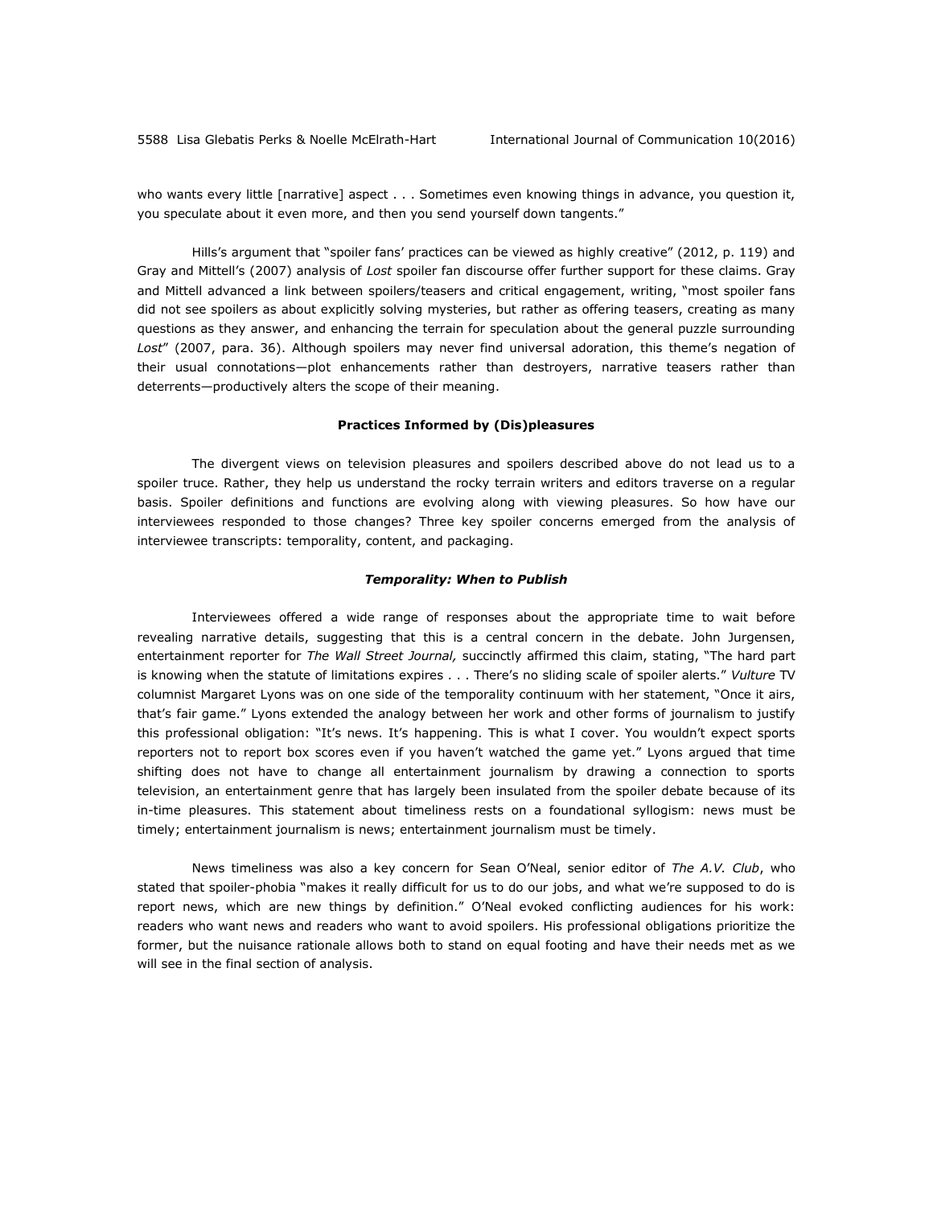who wants every little [narrative] aspect . . . Sometimes even knowing things in advance, you question it, you speculate about it even more, and then you send yourself down tangents."

Hills's argument that "spoiler fans' practices can be viewed as highly creative" (2012, p. 119) and Gray and Mittell's (2007) analysis of *Lost* spoiler fan discourse offer further support for these claims. Gray and Mittell advanced a link between spoilers/teasers and critical engagement, writing, "most spoiler fans did not see spoilers as about explicitly solving mysteries, but rather as offering teasers, creating as many questions as they answer, and enhancing the terrain for speculation about the general puzzle surrounding *Lost*" (2007, para. 36). Although spoilers may never find universal adoration, this theme's negation of their usual connotations—plot enhancements rather than destroyers, narrative teasers rather than deterrents—productively alters the scope of their meaning.

## Practices Informed by (Dis)pleasures

The divergent views on television pleasures and spoilers described above do not lead us to a spoiler truce. Rather, they help us understand the rocky terrain writers and editors traverse on a regular basis. Spoiler definitions and functions are evolving along with viewing pleasures. So how have our interviewees responded to those changes? Three key spoiler concerns emerged from the analysis of interviewee transcripts: temporality, content, and packaging.

### *Temporality: When to Publish*

Interviewees offered a wide range of responses about the appropriate time to wait before revealing narrative details, suggesting that this is a central concern in the debate. John Jurgensen, entertainment reporter for *The Wall Street Journal,* succinctly affirmed this claim, stating, "The hard part is knowing when the statute of limitations expires . . . There's no sliding scale of spoiler alerts." *Vulture* TV columnist Margaret Lyons was on one side of the temporality continuum with her statement, "Once it airs, that's fair game." Lyons extended the analogy between her work and other forms of journalism to justify this professional obligation: "It's news. It's happening. This is what I cover. You wouldn't expect sports reporters not to report box scores even if you haven't watched the game yet." Lyons argued that time shifting does not have to change all entertainment journalism by drawing a connection to sports television, an entertainment genre that has largely been insulated from the spoiler debate because of its in-time pleasures. This statement about timeliness rests on a foundational syllogism: news must be timely; entertainment journalism is news; entertainment journalism must be timely.

News timeliness was also a key concern for Sean O'Neal, senior editor of *The A.V. Club*, who stated that spoiler-phobia "makes it really difficult for us to do our jobs, and what we're supposed to do is report news, which are new things by definition." O'Neal evoked conflicting audiences for his work: readers who want news and readers who want to avoid spoilers. His professional obligations prioritize the former, but the nuisance rationale allows both to stand on equal footing and have their needs met as we will see in the final section of analysis.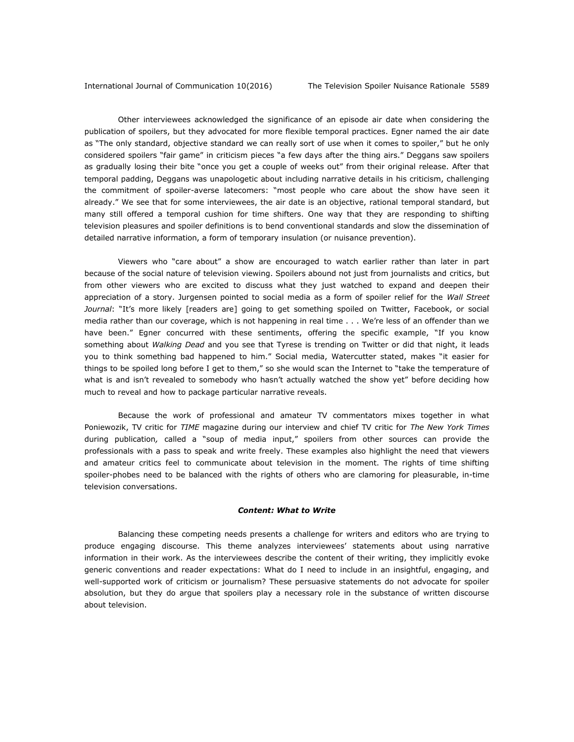Other interviewees acknowledged the significance of an episode air date when considering the publication of spoilers, but they advocated for more flexible temporal practices. Egner named the air date as "The only standard, objective standard we can really sort of use when it comes to spoiler," but he only considered spoilers "fair game" in criticism pieces "a few days after the thing airs." Deggans saw spoilers as gradually losing their bite "once you get a couple of weeks out" from their original release. After that temporal padding, Deggans was unapologetic about including narrative details in his criticism, challenging the commitment of spoiler-averse latecomers: "most people who care about the show have seen it already." We see that for some interviewees, the air date is an objective, rational temporal standard, but many still offered a temporal cushion for time shifters. One way that they are responding to shifting television pleasures and spoiler definitions is to bend conventional standards and slow the dissemination of detailed narrative information, a form of temporary insulation (or nuisance prevention).

Viewers who "care about" a show are encouraged to watch earlier rather than later in part because of the social nature of television viewing. Spoilers abound not just from journalists and critics, but from other viewers who are excited to discuss what they just watched to expand and deepen their appreciation of a story. Jurgensen pointed to social media as a form of spoiler relief for the *Wall Street Journal*: "It's more likely [readers are] going to get something spoiled on Twitter, Facebook, or social media rather than our coverage, which is not happening in real time . . . We're less of an offender than we have been." Egner concurred with these sentiments, offering the specific example, "If you know something about *Walking Dead* and you see that Tyrese is trending on Twitter or did that night, it leads you to think something bad happened to him." Social media, Watercutter stated, makes "it easier for things to be spoiled long before I get to them," so she would scan the Internet to "take the temperature of what is and isn't revealed to somebody who hasn't actually watched the show yet" before deciding how much to reveal and how to package particular narrative reveals.

Because the work of professional and amateur TV commentators mixes together in what Poniewozik, TV critic for *TIME* magazine during our interview and chief TV critic for *The New York Times* during publication*,* called a "soup of media input," spoilers from other sources can provide the professionals with a pass to speak and write freely. These examples also highlight the need that viewers and amateur critics feel to communicate about television in the moment. The rights of time shifting spoiler-phobes need to be balanced with the rights of others who are clamoring for pleasurable, in-time television conversations.

### ***Content: What to Write***

Balancing these competing needs presents a challenge for writers and editors who are trying to produce engaging discourse. This theme analyzes interviewees' statements about using narrative information in their work. As the interviewees describe the content of their writing, they implicitly evoke generic conventions and reader expectations: What do I need to include in an insightful, engaging, and well-supported work of criticism or journalism? These persuasive statements do not advocate for spoiler absolution, but they do argue that spoilers play a necessary role in the substance of written discourse about television.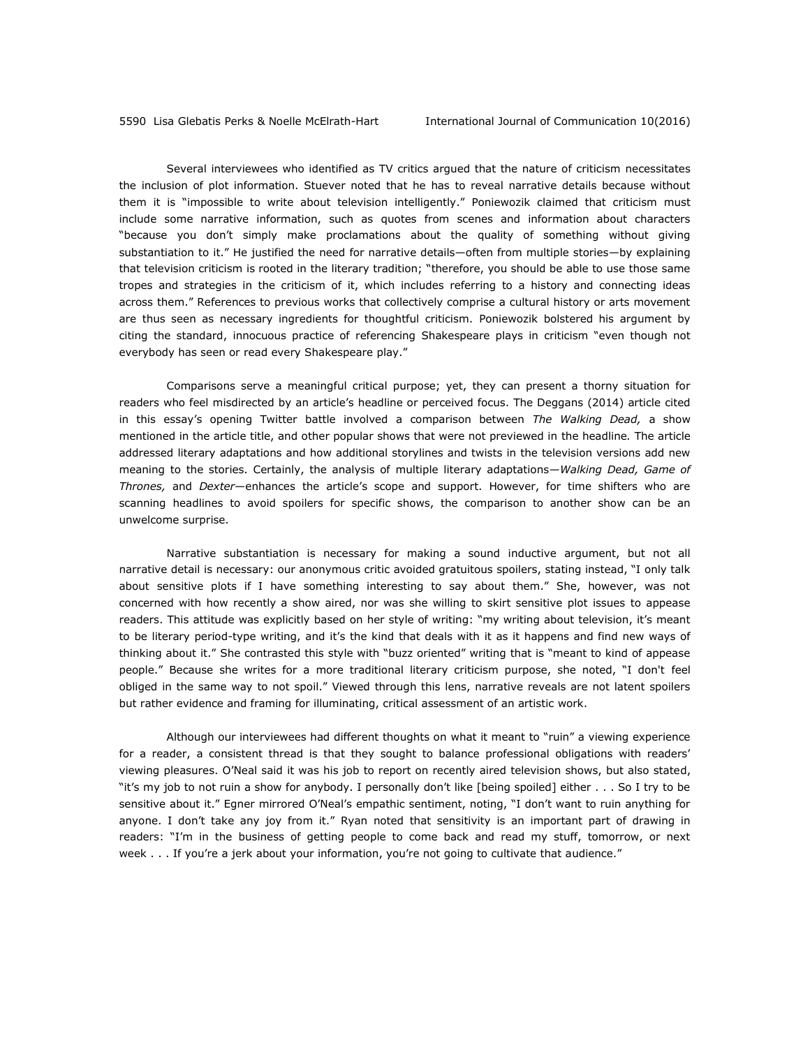Several interviewees who identified as TV critics argued that the nature of criticism necessitates the inclusion of plot information. Stuever noted that he has to reveal narrative details because without them it is "impossible to write about television intelligently." Poniewozik claimed that criticism must include some narrative information, such as quotes from scenes and information about characters "because you don't simply make proclamations about the quality of something without giving substantiation to it." He justified the need for narrative details—often from multiple stories—by explaining that television criticism is rooted in the literary tradition; "therefore, you should be able to use those same tropes and strategies in the criticism of it, which includes referring to a history and connecting ideas across them." References to previous works that collectively comprise a cultural history or arts movement are thus seen as necessary ingredients for thoughtful criticism. Poniewozik bolstered his argument by citing the standard, innocuous practice of referencing Shakespeare plays in criticism "even though not everybody has seen or read every Shakespeare play."

Comparisons serve a meaningful critical purpose; yet, they can present a thorny situation for readers who feel misdirected by an article's headline or perceived focus. The Deggans (2014) article cited in this essay's opening Twitter battle involved a comparison between *The Walking Dead,* a show mentioned in the article title, and other popular shows that were not previewed in the headline. The article addressed literary adaptations and how additional storylines and twists in the television versions add new meaning to the stories. Certainly, the analysis of multiple literary adaptations—*Walking Dead, Game of Thrones,* and *Dexter*—enhances the article's scope and support. However, for time shifters who are scanning headlines to avoid spoilers for specific shows, the comparison to another show can be an unwelcome surprise.

Narrative substantiation is necessary for making a sound inductive argument, but not all narrative detail is necessary: our anonymous critic avoided gratuitous spoilers, stating instead, "I only talk about sensitive plots if I have something interesting to say about them." She, however, was not concerned with how recently a show aired, nor was she willing to skirt sensitive plot issues to appease readers. This attitude was explicitly based on her style of writing: "my writing about television, it's meant to be literary period-type writing, and it's the kind that deals with it as it happens and find new ways of thinking about it." She contrasted this style with "buzz oriented" writing that is "meant to kind of appease people." Because she writes for a more traditional literary criticism purpose, she noted, "I don't feel obliged in the same way to not spoil." Viewed through this lens, narrative reveals are not latent spoilers but rather evidence and framing for illuminating, critical assessment of an artistic work.

Although our interviewees had different thoughts on what it meant to "ruin" a viewing experience for a reader, a consistent thread is that they sought to balance professional obligations with readers' viewing pleasures. O'Neal said it was his job to report on recently aired television shows, but also stated, "it's my job to not ruin a show for anybody. I personally don't like [being spoiled] either . . . So I try to be sensitive about it." Egner mirrored O'Neal's empathic sentiment, noting, "I don't want to ruin anything for anyone. I don't take any joy from it." Ryan noted that sensitivity is an important part of drawing in readers: "I'm in the business of getting people to come back and read my stuff, tomorrow, or next week . . . If you're a jerk about your information, you're not going to cultivate that audience."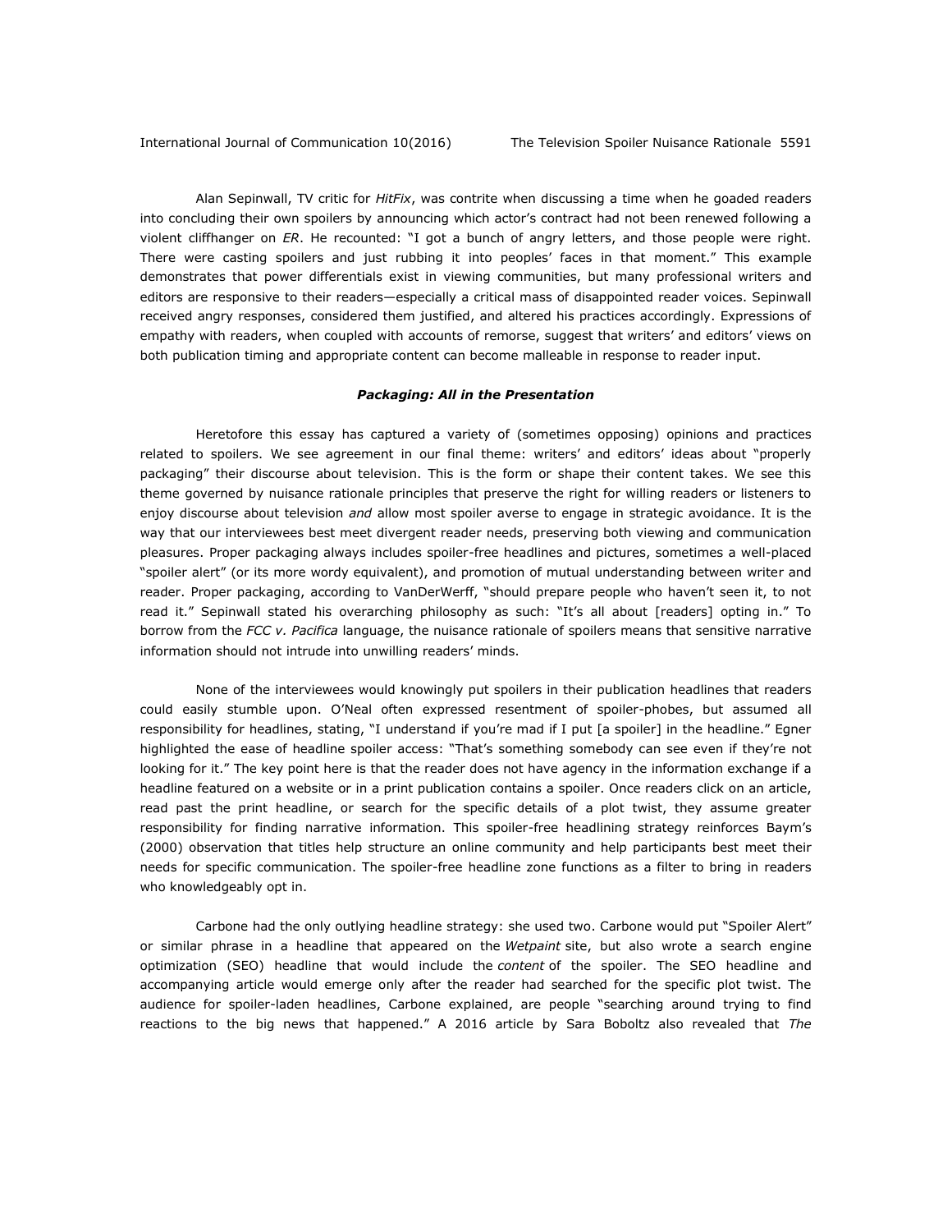Alan Sepinwall, TV critic for *HitFix*, was contrite when discussing a time when he goaded readers into concluding their own spoilers by announcing which actor's contract had not been renewed following a violent cliffhanger on *ER*. He recounted: "I got a bunch of angry letters, and those people were right. There were casting spoilers and just rubbing it into peoples' faces in that moment." This example demonstrates that power differentials exist in viewing communities, but many professional writers and editors are responsive to their readers—especially a critical mass of disappointed reader voices. Sepinwall received angry responses, considered them justified, and altered his practices accordingly. Expressions of empathy with readers, when coupled with accounts of remorse, suggest that writers' and editors' views on both publication timing and appropriate content can become malleable in response to reader input.

### *Packaging: All in the Presentation*

Heretofore this essay has captured a variety of (sometimes opposing) opinions and practices related to spoilers. We see agreement in our final theme: writers' and editors' ideas about "properly packaging" their discourse about television. This is the form or shape their content takes. We see this theme governed by nuisance rationale principles that preserve the right for willing readers or listeners to enjoy discourse about television *and* allow most spoiler averse to engage in strategic avoidance. It is the way that our interviewees best meet divergent reader needs, preserving both viewing and communication pleasures. Proper packaging always includes spoiler-free headlines and pictures, sometimes a well-placed "spoiler alert" (or its more wordy equivalent), and promotion of mutual understanding between writer and reader. Proper packaging, according to VanDerWerff, "should prepare people who haven't seen it, to not read it." Sepinwall stated his overarching philosophy as such: "It's all about [readers] opting in." To borrow from the *FCC v. Pacifica* language, the nuisance rationale of spoilers means that sensitive narrative information should not intrude into unwilling readers' minds.

None of the interviewees would knowingly put spoilers in their publication headlines that readers could easily stumble upon. O'Neal often expressed resentment of spoiler-phobes, but assumed all responsibility for headlines, stating, "I understand if you're mad if I put [a spoiler] in the headline." Egner highlighted the ease of headline spoiler access: "That's something somebody can see even if they're not looking for it." The key point here is that the reader does not have agency in the information exchange if a headline featured on a website or in a print publication contains a spoiler. Once readers click on an article, read past the print headline, or search for the specific details of a plot twist, they assume greater responsibility for finding narrative information. This spoiler-free headlining strategy reinforces Baym's (2000) observation that titles help structure an online community and help participants best meet their needs for specific communication. The spoiler-free headline zone functions as a filter to bring in readers who knowledgeably opt in.

Carbone had the only outlying headline strategy: she used two. Carbone would put "Spoiler Alert" or similar phrase in a headline that appeared on the *Wetpaint* site, but also wrote a search engine optimization (SEO) headline that would include the *content* of the spoiler. The SEO headline and accompanying article would emerge only after the reader had searched for the specific plot twist. The audience for spoiler-laden headlines, Carbone explained, are people "searching around trying to find reactions to the big news that happened." A 2016 article by Sara Boboltz also revealed that *The*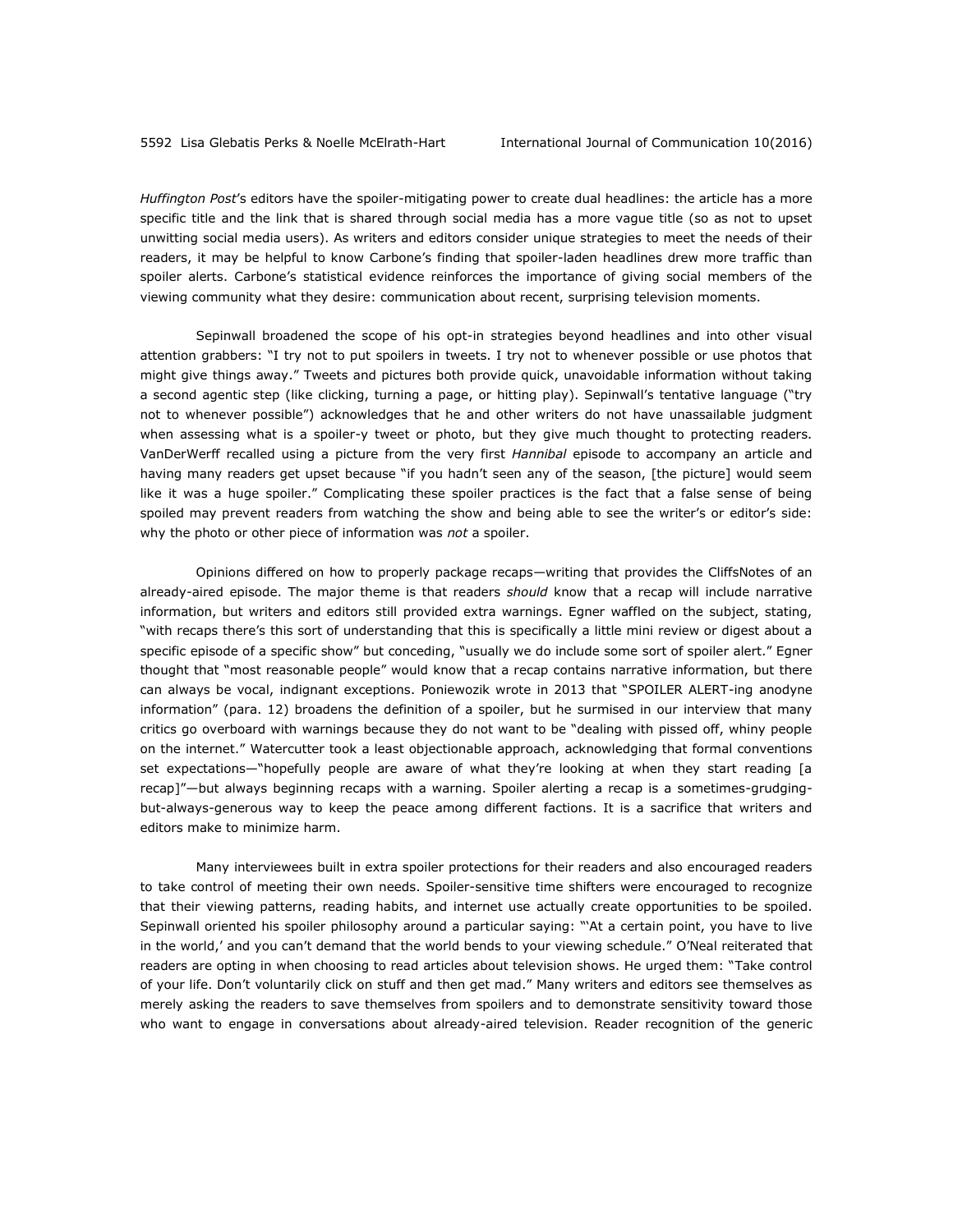*Huffington Post*'s editors have the spoiler-mitigating power to create dual headlines: the article has a more specific title and the link that is shared through social media has a more vague title (so as not to upset unwitting social media users). As writers and editors consider unique strategies to meet the needs of their readers, it may be helpful to know Carbone's finding that spoiler-laden headlines drew more traffic than spoiler alerts. Carbone's statistical evidence reinforces the importance of giving social members of the viewing community what they desire: communication about recent, surprising television moments.

Sepinwall broadened the scope of his opt-in strategies beyond headlines and into other visual attention grabbers: "I try not to put spoilers in tweets. I try not to whenever possible or use photos that might give things away." Tweets and pictures both provide quick, unavoidable information without taking a second agentic step (like clicking, turning a page, or hitting play). Sepinwall's tentative language ("try not to whenever possible") acknowledges that he and other writers do not have unassailable judgment when assessing what is a spoiler-y tweet or photo, but they give much thought to protecting readers. VanDerWerff recalled using a picture from the very first *Hannibal* episode to accompany an article and having many readers get upset because "if you hadn't seen any of the season, [the picture] would seem like it was a huge spoiler." Complicating these spoiler practices is the fact that a false sense of being spoiled may prevent readers from watching the show and being able to see the writer's or editor's side: why the photo or other piece of information was *not* a spoiler.

Opinions differed on how to properly package recaps—writing that provides the CliffsNotes of an already-aired episode. The major theme is that readers *should* know that a recap will include narrative information, but writers and editors still provided extra warnings. Egner waffled on the subject, stating, "with recaps there's this sort of understanding that this is specifically a little mini review or digest about a specific episode of a specific show" but conceding, "usually we do include some sort of spoiler alert." Egner thought that "most reasonable people" would know that a recap contains narrative information, but there can always be vocal, indignant exceptions. Poniewozik wrote in 2013 that "SPOILER ALERT-ing anodyne information" (para. 12) broadens the definition of a spoiler, but he surmised in our interview that many critics go overboard with warnings because they do not want to be "dealing with pissed off, whiny people on the internet." Watercutter took a least objectionable approach, acknowledging that formal conventions set expectations—"hopefully people are aware of what they're looking at when they start reading [a recap]"—but always beginning recaps with a warning. Spoiler alerting a recap is a sometimes-grudging-but-always-generous way to keep the peace among different factions. It is a sacrifice that writers and editors make to minimize harm.

Many interviewees built in extra spoiler protections for their readers and also encouraged readers to take control of meeting their own needs. Spoiler-sensitive time shifters were encouraged to recognize that their viewing patterns, reading habits, and internet use actually create opportunities to be spoiled. Sepinwall oriented his spoiler philosophy around a particular saying: "'At a certain point, you have to live in the world,' and you can't demand that the world bends to your viewing schedule." O'Neal reiterated that readers are opting in when choosing to read articles about television shows. He urged them: "Take control of your life. Don't voluntarily click on stuff and then get mad." Many writers and editors see themselves as merely asking the readers to save themselves from spoilers and to demonstrate sensitivity toward those who want to engage in conversations about already-aired television. Reader recognition of the generic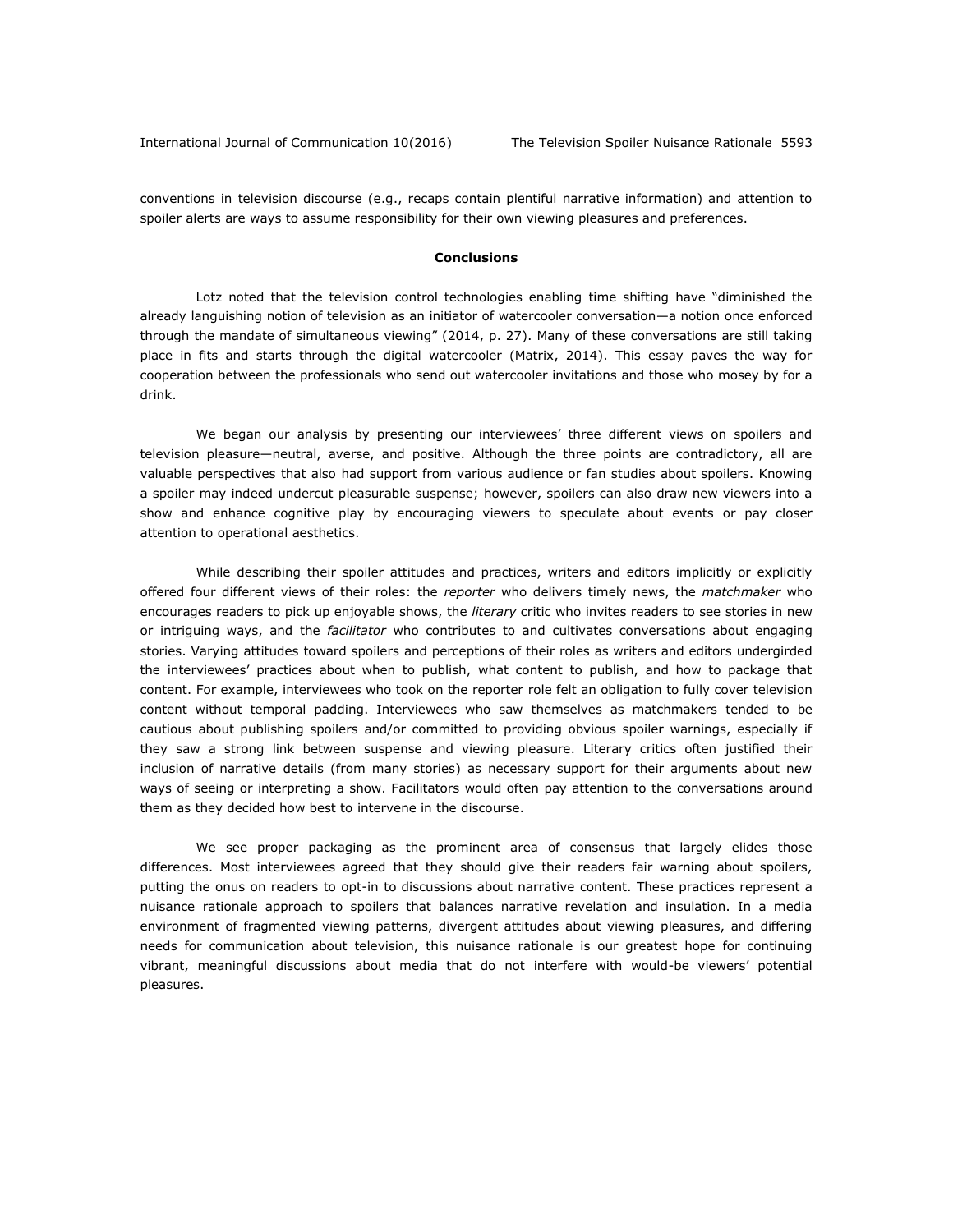conventions in television discourse (e.g., recaps contain plentiful narrative information) and attention to spoiler alerts are ways to assume responsibility for their own viewing pleasures and preferences.

## Conclusions

Lotz noted that the television control technologies enabling time shifting have "diminished the already languishing notion of television as an initiator of watercooler conversation—a notion once enforced through the mandate of simultaneous viewing" (2014, p. 27). Many of these conversations are still taking place in fits and starts through the digital watercooler (Matrix, 2014). This essay paves the way for cooperation between the professionals who send out watercooler invitations and those who mosey by for a drink.

We began our analysis by presenting our interviewees' three different views on spoilers and television pleasure—neutral, averse, and positive. Although the three points are contradictory, all are valuable perspectives that also had support from various audience or fan studies about spoilers. Knowing a spoiler may indeed undercut pleasurable suspense; however, spoilers can also draw new viewers into a show and enhance cognitive play by encouraging viewers to speculate about events or pay closer attention to operational aesthetics.

While describing their spoiler attitudes and practices, writers and editors implicitly or explicitly offered four different views of their roles: the *reporter* who delivers timely news, the *matchmaker* who encourages readers to pick up enjoyable shows, the *literary* critic who invites readers to see stories in new or intriguing ways, and the *facilitator* who contributes to and cultivates conversations about engaging stories. Varying attitudes toward spoilers and perceptions of their roles as writers and editors undergirded the interviewees' practices about when to publish, what content to publish, and how to package that content. For example, interviewees who took on the reporter role felt an obligation to fully cover television content without temporal padding. Interviewees who saw themselves as matchmakers tended to be cautious about publishing spoilers and/or committed to providing obvious spoiler warnings, especially if they saw a strong link between suspense and viewing pleasure. Literary critics often justified their inclusion of narrative details (from many stories) as necessary support for their arguments about new ways of seeing or interpreting a show. Facilitators would often pay attention to the conversations around them as they decided how best to intervene in the discourse.

We see proper packaging as the prominent area of consensus that largely elides those differences. Most interviewees agreed that they should give their readers fair warning about spoilers, putting the onus on readers to opt-in to discussions about narrative content. These practices represent a nuisance rationale approach to spoilers that balances narrative revelation and insulation. In a media environment of fragmented viewing patterns, divergent attitudes about viewing pleasures, and differing needs for communication about television, this nuisance rationale is our greatest hope for continuing vibrant, meaningful discussions about media that do not interfere with would-be viewers' potential pleasures.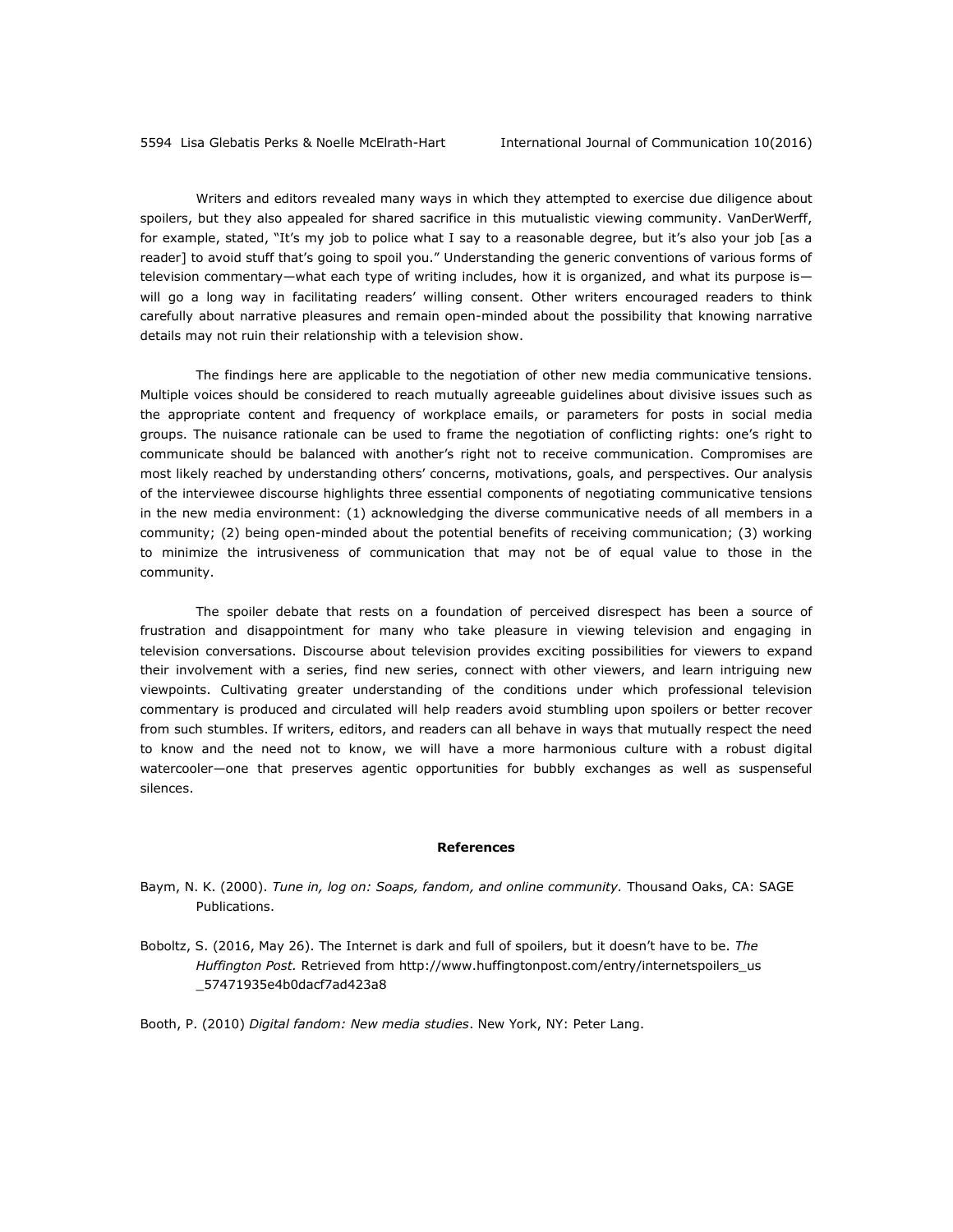Writers and editors revealed many ways in which they attempted to exercise due diligence about spoilers, but they also appealed for shared sacrifice in this mutualistic viewing community. VanDerWerff, for example, stated, "It's my job to police what I say to a reasonable degree, but it's also your job [as a reader] to avoid stuff that's going to spoil you." Understanding the generic conventions of various forms of television commentary—what each type of writing includes, how it is organized, and what its purpose is—will go a long way in facilitating readers' willing consent. Other writers encouraged readers to think carefully about narrative pleasures and remain open-minded about the possibility that knowing narrative details may not ruin their relationship with a television show.

The findings here are applicable to the negotiation of other new media communicative tensions. Multiple voices should be considered to reach mutually agreeable guidelines about divisive issues such as the appropriate content and frequency of workplace emails, or parameters for posts in social media groups. The nuisance rationale can be used to frame the negotiation of conflicting rights: one's right to communicate should be balanced with another's right not to receive communication. Compromises are most likely reached by understanding others' concerns, motivations, goals, and perspectives. Our analysis of the interviewee discourse highlights three essential components of negotiating communicative tensions in the new media environment: (1) acknowledging the diverse communicative needs of all members in a community; (2) being open-minded about the potential benefits of receiving communication; (3) working to minimize the intrusiveness of communication that may not be of equal value to those in the community.

The spoiler debate that rests on a foundation of perceived disrespect has been a source of frustration and disappointment for many who take pleasure in viewing television and engaging in television conversations. Discourse about television provides exciting possibilities for viewers to expand their involvement with a series, find new series, connect with other viewers, and learn intriguing new viewpoints. Cultivating greater understanding of the conditions under which professional television commentary is produced and circulated will help readers avoid stumbling upon spoilers or better recover from such stumbles. If writers, editors, and readers can all behave in ways that mutually respect the need to know and the need not to know, we will have a more harmonious culture with a robust digital watercooler—one that preserves agentic opportunities for bubbly exchanges as well as suspenseful silences.

## References

Baym, N. K. (2000). *Tune in, log on: Soaps, fandom, and online community.* Thousand Oaks, CA: SAGE Publications.

Boboltz, S. (2016, May 26). The Internet is dark and full of spoilers, but it doesn't have to be. *The Huffington Post.* Retrieved from http://www.huffingtonpost.com/entry/internetspoilers_us_57471935e4b0dacf7ad423a8

Booth, P. (2010) *Digital fandom: New media studies*. New York, NY: Peter Lang.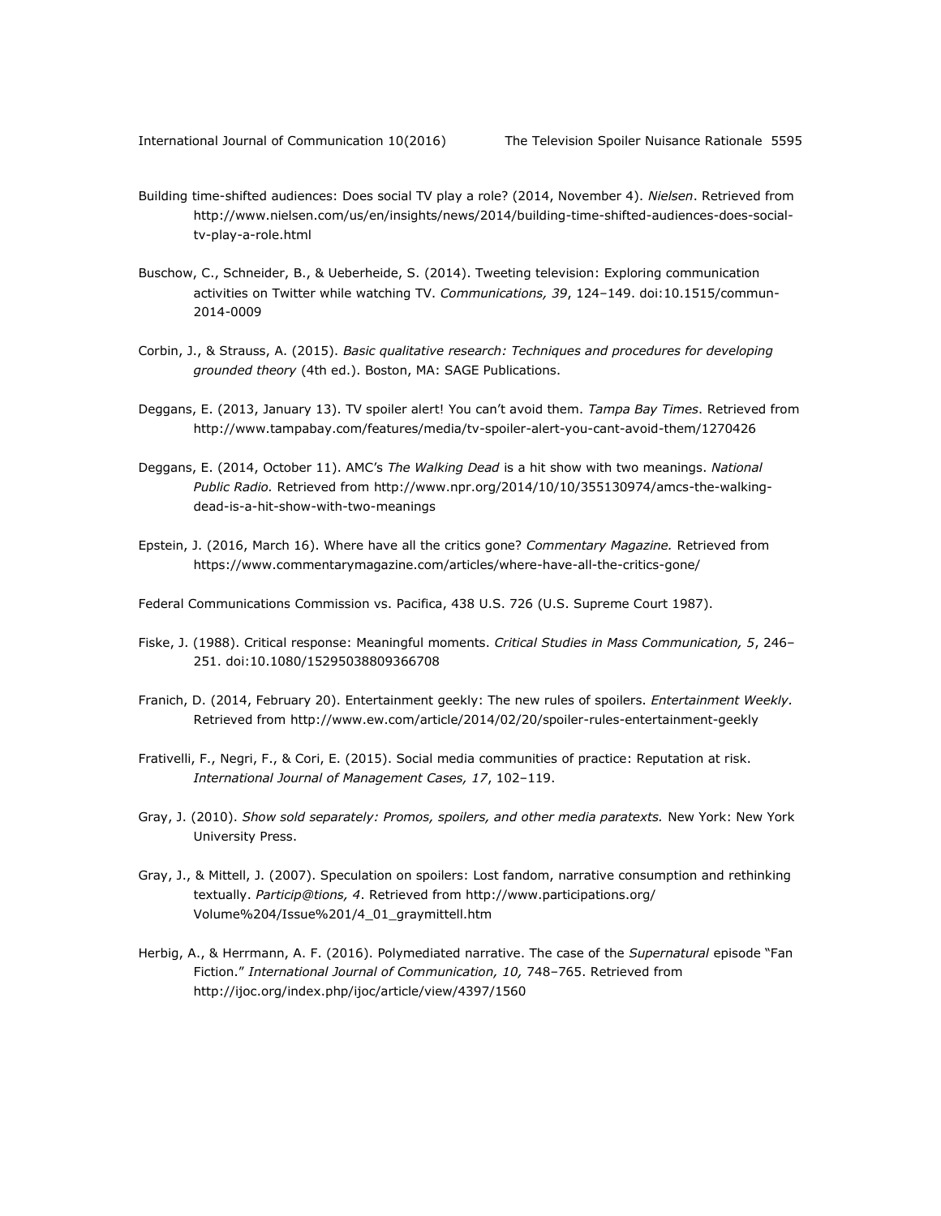Building time-shifted audiences: Does social TV play a role? (2014, November 4). *Nielsen*. Retrieved from http://www.nielsen.com/us/en/insights/news/2014/building-time-shifted-audiences-does-social-tv-play-a-role.html

Buschow, C., Schneider, B., & Ueberheide, S. (2014). Tweeting television: Exploring communication activities on Twitter while watching TV. *Communications, 39*, 124–149. doi:10.1515/commun-2014-0009

Corbin, J., & Strauss, A. (2015). *Basic qualitative research: Techniques and procedures for developing grounded theory* (4th ed.). Boston, MA: SAGE Publications.

Deggans, E. (2013, January 13). TV spoiler alert! You can't avoid them. *Tampa Bay Times*. Retrieved from http://www.tampabay.com/features/media/tv-spoiler-alert-you-cant-avoid-them/1270426

Deggans, E. (2014, October 11). AMC's *The Walking Dead* is a hit show with two meanings. *National Public Radio.* Retrieved from http://www.npr.org/2014/10/10/355130974/amcs-the-walking-dead-is-a-hit-show-with-two-meanings

Epstein, J. (2016, March 16). Where have all the critics gone? *Commentary Magazine.* Retrieved from https://www.commentarymagazine.com/articles/where-have-all-the-critics-gone/

Federal Communications Commission vs. Pacifica, 438 U.S. 726 (U.S. Supreme Court 1987).

Fiske, J. (1988). Critical response: Meaningful moments. *Critical Studies in Mass Communication, 5*, 246–251. doi:10.1080/15295038809366708

Franich, D. (2014, February 20). Entertainment geekly: The new rules of spoilers. *Entertainment Weekly.* Retrieved from http://www.ew.com/article/2014/02/20/spoiler-rules-entertainment-geekly

Frativelli, F., Negri, F., & Cori, E. (2015). Social media communities of practice: Reputation at risk. *International Journal of Management Cases, 17*, 102–119.

Gray, J. (2010). *Show sold separately: Promos, spoilers, and other media paratexts.* New York: New York University Press.

Gray, J., & Mittell, J. (2007). Speculation on spoilers: Lost fandom, narrative consumption and rethinking textually. *Particip@tions, 4*. Retrieved from http://www.participations.org/Volume%204/Issue%201/4_01_graymittell.htm

Herbig, A., & Herrmann, A. F. (2016). Polymediated narrative. The case of the *Supernatural* episode "Fan Fiction." *International Journal of Communication, 10,* 748–765. Retrieved from http://ijoc.org/index.php/ijoc/article/view/4397/1560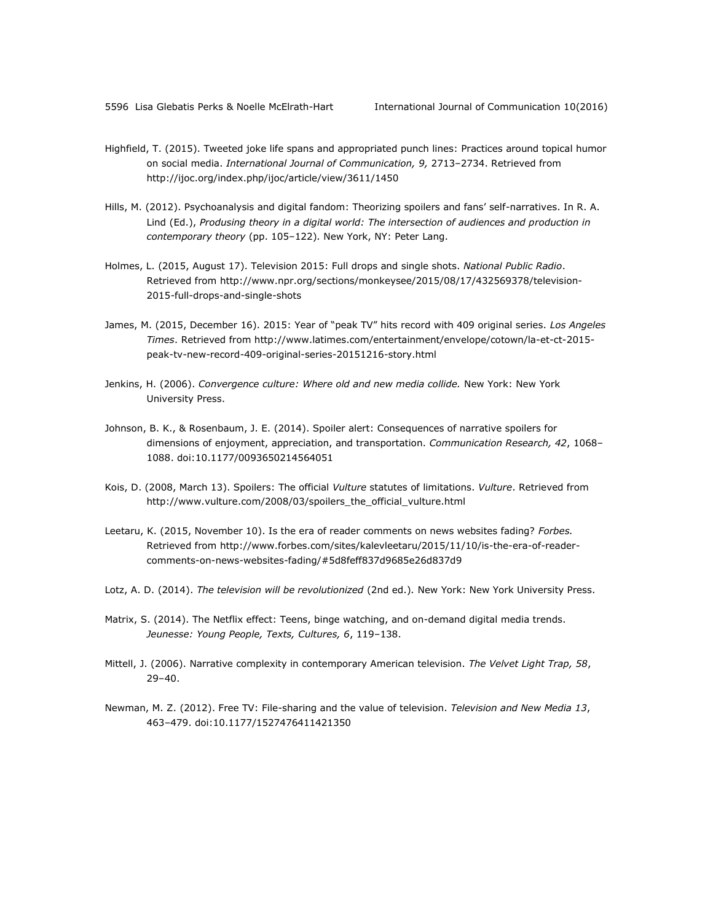Highfield, T. (2015). Tweeted joke life spans and appropriated punch lines: Practices around topical humor on social media. *International Journal of Communication, 9,* 2713–2734. Retrieved from http://ijoc.org/index.php/ijoc/article/view/3611/1450

Hills, M. (2012). Psychoanalysis and digital fandom: Theorizing spoilers and fans' self-narratives. In R. A. Lind (Ed.), *Produsing theory in a digital world: The intersection of audiences and production in contemporary theory* (pp. 105–122). New York, NY: Peter Lang.

Holmes, L. (2015, August 17). Television 2015: Full drops and single shots. *National Public Radio*. Retrieved from http://www.npr.org/sections/monkeysee/2015/08/17/432569378/television-2015-full-drops-and-single-shots

James, M. (2015, December 16). 2015: Year of "peak TV" hits record with 409 original series. *Los Angeles Times*. Retrieved from http://www.latimes.com/entertainment/envelope/cotown/la-et-ct-2015-peak-tv-new-record-409-original-series-20151216-story.html

Jenkins, H. (2006). *Convergence culture: Where old and new media collide.* New York: New York University Press.

Johnson, B. K., & Rosenbaum, J. E. (2014). Spoiler alert: Consequences of narrative spoilers for dimensions of enjoyment, appreciation, and transportation. *Communication Research, 42*, 1068–1088. doi:10.1177/0093650214564051

Kois, D. (2008, March 13). Spoilers: The official *Vulture* statutes of limitations. *Vulture*. Retrieved from http://www.vulture.com/2008/03/spoilers_the_official_vulture.html

Leetaru, K. (2015, November 10). Is the era of reader comments on news websites fading? *Forbes.* Retrieved from http://www.forbes.com/sites/kalevleetaru/2015/11/10/is-the-era-of-reader-comments-on-news-websites-fading/#5d8feff837d9685e26d837d9

Lotz, A. D. (2014). *The television will be revolutionized* (2nd ed.). New York: New York University Press.

Matrix, S. (2014). The Netflix effect: Teens, binge watching, and on-demand digital media trends. *Jeunesse: Young People, Texts, Cultures, 6*, 119–138.

Mittell, J. (2006). Narrative complexity in contemporary American television. *The Velvet Light Trap, 58*, 29–40.

Newman, M. Z. (2012). Free TV: File-sharing and the value of television. *Television and New Media 13*, 463–479. doi:10.1177/1527476411421350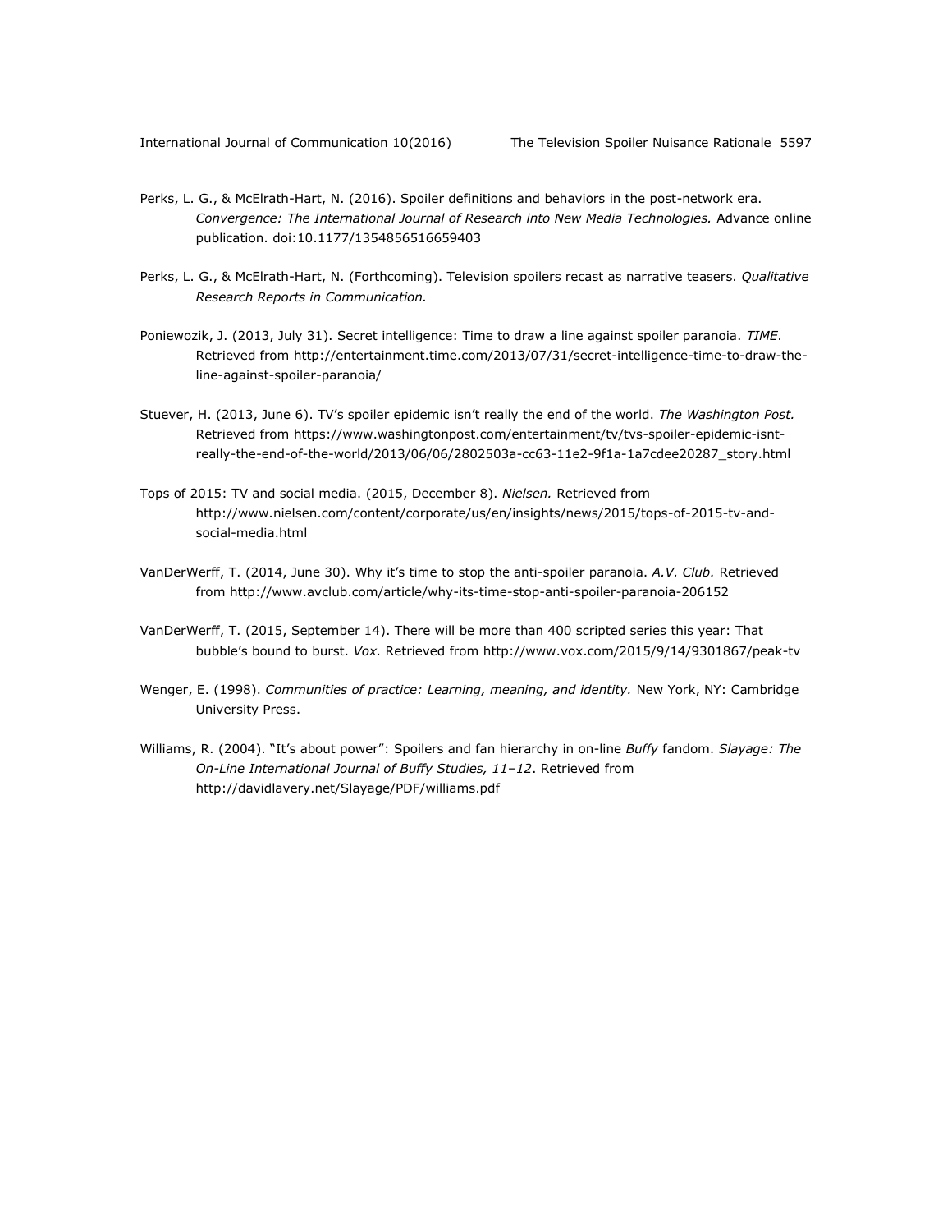Perks, L. G., & McElrath-Hart, N. (2016). Spoiler definitions and behaviors in the post-network era. *Convergence: The International Journal of Research into New Media Technologies.* Advance online publication. doi:10.1177/1354856516659403

Perks, L. G., & McElrath-Hart, N. (Forthcoming). Television spoilers recast as narrative teasers. *Qualitative Research Reports in Communication.*

Poniewozik, J. (2013, July 31). Secret intelligence: Time to draw a line against spoiler paranoia. *TIME.* Retrieved from http://entertainment.time.com/2013/07/31/secret-intelligence-time-to-draw-the-line-against-spoiler-paranoia/

Stuever, H. (2013, June 6). TV's spoiler epidemic isn't really the end of the world. *The Washington Post.* Retrieved from https://www.washingtonpost.com/entertainment/tv/tvs-spoiler-epidemic-isnt-really-the-end-of-the-world/2013/06/06/2802503a-cc63-11e2-9f1a-1a7cdee20287_story.html

Tops of 2015: TV and social media. (2015, December 8). *Nielsen.* Retrieved from http://www.nielsen.com/content/corporate/us/en/insights/news/2015/tops-of-2015-tv-and-social-media.html

VanDerWerff, T. (2014, June 30). Why it's time to stop the anti-spoiler paranoia. *A.V. Club.* Retrieved from http://www.avclub.com/article/why-its-time-stop-anti-spoiler-paranoia-206152

VanDerWerff, T. (2015, September 14). There will be more than 400 scripted series this year: That bubble's bound to burst. *Vox.* Retrieved from http://www.vox.com/2015/9/14/9301867/peak-tv

Wenger, E. (1998). *Communities of practice: Learning, meaning, and identity.* New York, NY: Cambridge University Press.

Williams, R. (2004). "It's about power": Spoilers and fan hierarchy in on-line *Buffy* fandom. *Slayage: The On-Line International Journal of Buffy Studies, 11–12*. Retrieved from http://davidlavery.net/Slayage/PDF/williams.pdf